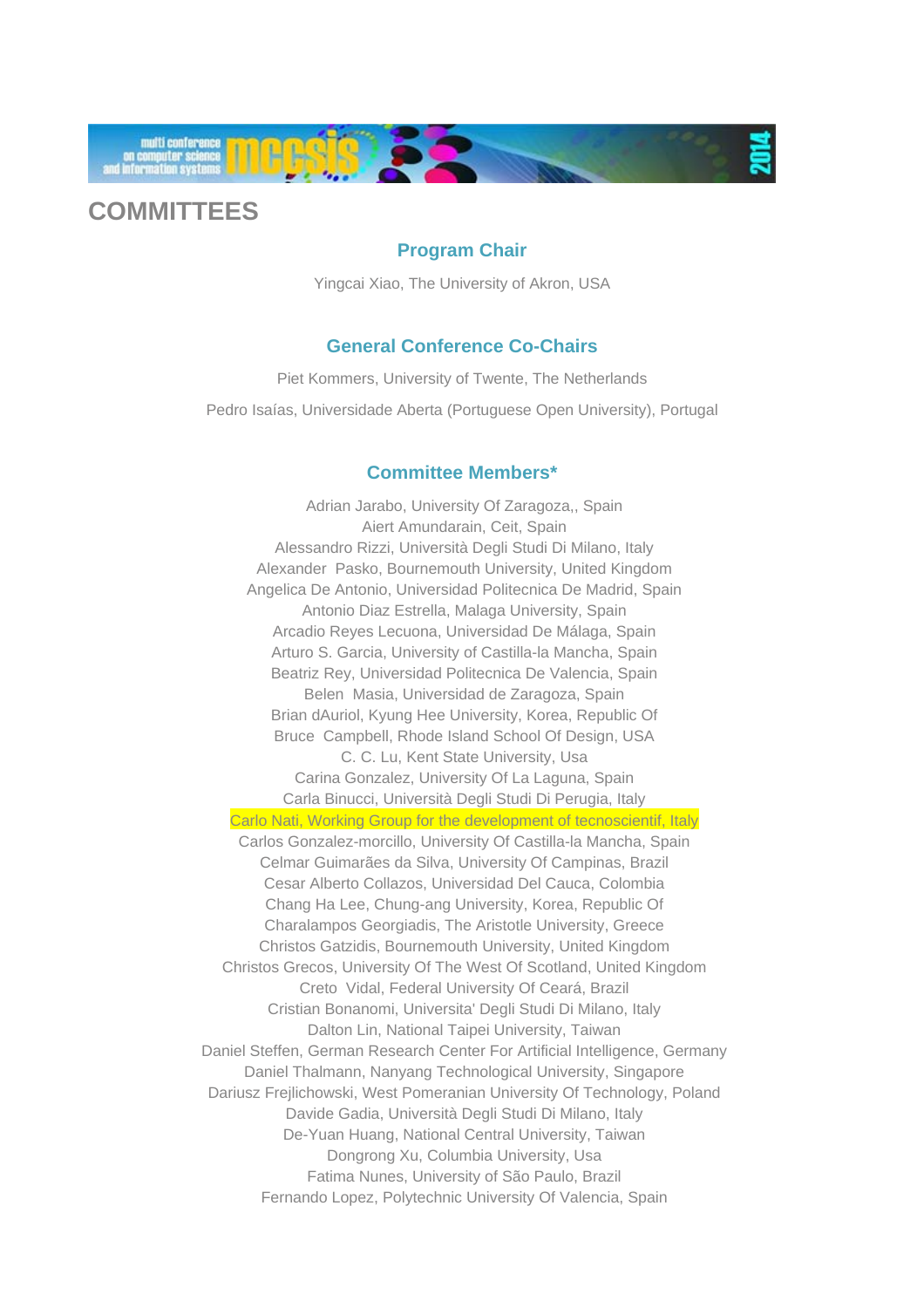# COMMITTEES

### Program Chair

Yingcai Xiao, The University of Akron, USA

### General Conference Co-Chairs

Piet Kommers, University of Twente, The Netherlands

Pedro Isaías, Universidade Aberta (Portuguese Open University), Portugal

### Committee Members*

Adrian Jarabo, University Of Zaragoza,, Spain
Aiert Amundarain, Ceit, Spain
Alessandro Rizzi, Università Degli Studi Di Milano, Italy
Alexander Pasko, Bournemouth University, United Kingdom
Angelica De Antonio, Universidad Politecnica De Madrid, Spain
Antonio Diaz Estrella, Malaga University, Spain
Arcadio Reyes Lecuona, Universidad De Málaga, Spain
Arturo S. Garcia, University of Castilla-la Mancha, Spain
Beatriz Rey, Universidad Politecnica De Valencia, Spain
Belen Masia, Universidad de Zaragoza, Spain
Brian dAuriol, Kyung Hee University, Korea, Republic Of
Bruce Campbell, Rhode Island School Of Design, USA
C. C. Lu, Kent State University, Usa
Carina Gonzalez, University Of La Laguna, Spain
Carla Binucci, Università Degli Studi Di Perugia, Italy
Carlo Nati, Working Group for the development of tecnoscientif, Italy
Carlos Gonzalez-morcillo, University Of Castilla-la Mancha, Spain
Celmar Guimarães da Silva, University Of Campinas, Brazil
Cesar Alberto Collazos, Universidad Del Cauca, Colombia
Chang Ha Lee, Chung-ang University, Korea, Republic Of
Charalampos Georgiadis, The Aristotle University, Greece
Christos Gatzidis, Bournemouth University, United Kingdom
Christos Grecos, University Of The West Of Scotland, United Kingdom
Creto Vidal, Federal University Of Ceará, Brazil
Cristian Bonanomi, Universita' Degli Studi Di Milano, Italy
Dalton Lin, National Taipei University, Taiwan
Daniel Steffen, German Research Center For Artificial Intelligence, Germany
Daniel Thalmann, Nanyang Technological University, Singapore
Dariusz Frejlichowski, West Pomeranian University Of Technology, Poland
Davide Gadia, Università Degli Studi Di Milano, Italy
De-Yuan Huang, National Central University, Taiwan
Dongrong Xu, Columbia University, Usa
Fatima Nunes, University of São Paulo, Brazil
Fernando Lopez, Polytechnic University Of Valencia, Spain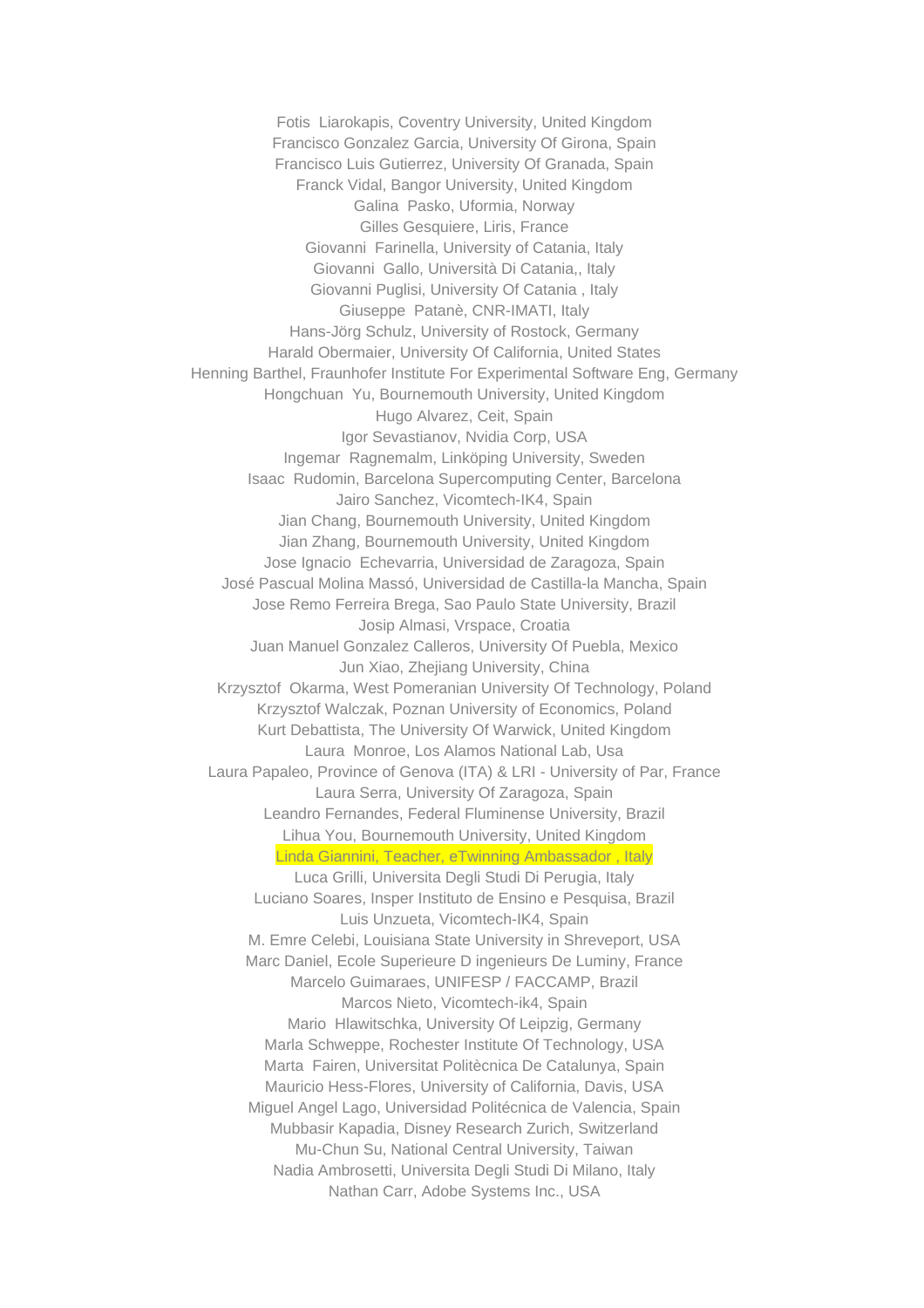Fotis  Liarokapis, Coventry University, United Kingdom
Francisco Gonzalez Garcia, University Of Girona, Spain
Francisco Luis Gutierrez, University Of Granada, Spain
Franck Vidal, Bangor University, United Kingdom
Galina  Pasko, Uformia, Norway
Gilles Gesquiere, Liris, France
Giovanni  Farinella, University of Catania, Italy
Giovanni  Gallo, Università Di Catania,, Italy
Giovanni Puglisi, University Of Catania , Italy
Giuseppe  Patanè, CNR-IMATI, Italy
Hans-Jörg Schulz, University of Rostock, Germany
Harald Obermaier, University Of California, United States
Henning Barthel, Fraunhofer Institute For Experimental Software Eng, Germany
Hongchuan  Yu, Bournemouth University, United Kingdom
Hugo Alvarez, Ceit, Spain
Igor Sevastianov, Nvidia Corp, USA
Ingemar  Ragnemalm, Linköping University, Sweden
Isaac  Rudomin, Barcelona Supercomputing Center, Barcelona
Jairo Sanchez, Vicomtech-IK4, Spain
Jian Chang, Bournemouth University, United Kingdom
Jian Zhang, Bournemouth University, United Kingdom
Jose Ignacio  Echevarria, Universidad de Zaragoza, Spain
José Pascual Molina Massó, Universidad de Castilla-la Mancha, Spain
Jose Remo Ferreira Brega, Sao Paulo State University, Brazil
Josip Almasi, Vrspace, Croatia
Juan Manuel Gonzalez Calleros, University Of Puebla, Mexico
Jun Xiao, Zhejiang University, China
Krzysztof  Okarma, West Pomeranian University Of Technology, Poland
Krzysztof Walczak, Poznan University of Economics, Poland
Kurt Debattista, The University Of Warwick, United Kingdom
Laura  Monroe, Los Alamos National Lab, Usa
Laura Papaleo, Province of Genova (ITA) & LRI - University of Par, France
Laura Serra, University Of Zaragoza, Spain
Leandro Fernandes, Federal Fluminense University, Brazil
Lihua You, Bournemouth University, United Kingdom
Linda Giannini, Teacher, eTwinning Ambassador , Italy
Luca Grilli, Universita Degli Studi Di Perugia, Italy
Luciano Soares, Insper Instituto de Ensino e Pesquisa, Brazil
Luis Unzueta, Vicomtech-IK4, Spain
M. Emre Celebi, Louisiana State University in Shreveport, USA
Marc Daniel, Ecole Superieure D ingenieurs De Luminy, France
Marcelo Guimaraes, UNIFESP / FACCAMP, Brazil
Marcos Nieto, Vicomtech-ik4, Spain
Mario  Hlawitschka, University Of Leipzig, Germany
Marla Schweppe, Rochester Institute Of Technology, USA
Marta  Fairen, Universitat Politècnica De Catalunya, Spain
Mauricio Hess-Flores, University of California, Davis, USA
Miguel Angel Lago, Universidad Politécnica de Valencia, Spain
Mubbasir Kapadia, Disney Research Zurich, Switzerland
Mu-Chun Su, National Central University, Taiwan
Nadia Ambrosetti, Universita Degli Studi Di Milano, Italy
Nathan Carr, Adobe Systems Inc., USA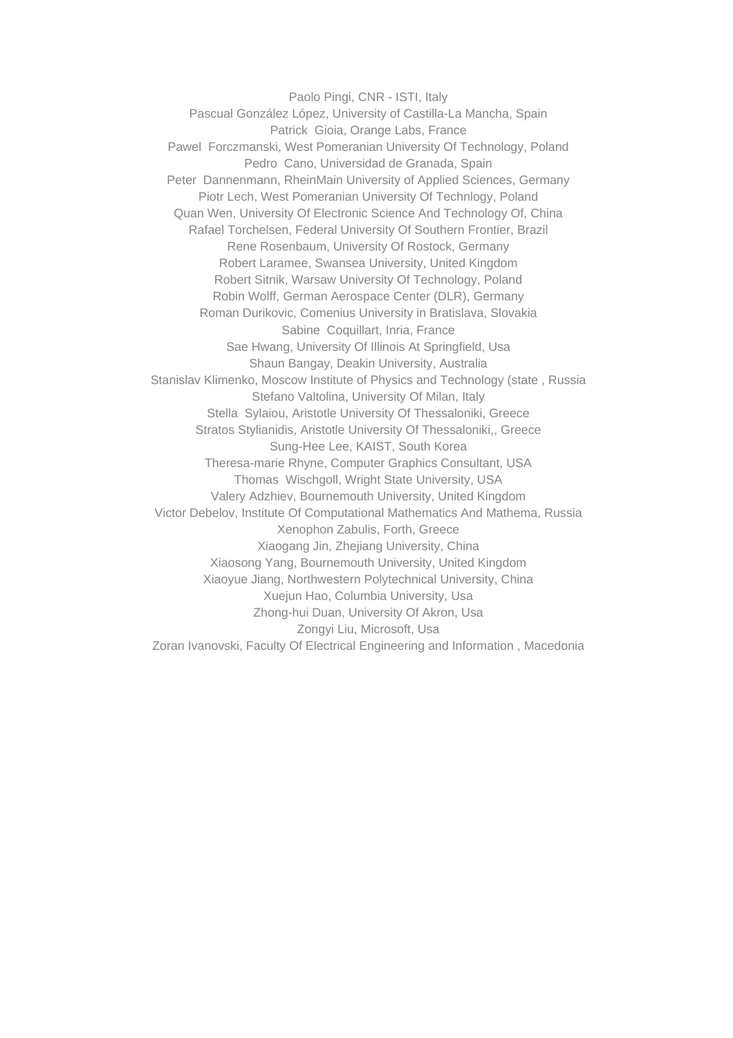Paolo Pingi, CNR - ISTI, Italy

Pascual González López, University of Castilla-La Mancha, Spain

Patrick  Gioia, Orange Labs, France

Pawel  Forczmanski, West Pomeranian University Of Technology, Poland

Pedro  Cano, Universidad de Granada, Spain

Peter  Dannenmann, RheinMain University of Applied Sciences, Germany

Piotr Lech, West Pomeranian University Of Technlogy, Poland

Quan Wen, University Of Electronic Science And Technology Of, China

Rafael Torchelsen, Federal University Of Southern Frontier, Brazil

Rene Rosenbaum, University Of Rostock, Germany

Robert Laramee, Swansea University, United Kingdom

Robert Sitnik, Warsaw University Of Technology, Poland

Robin Wolff, German Aerospace Center (DLR), Germany

Roman Durikovic, Comenius University in Bratislava, Slovakia

Sabine  Coquillart, Inria, France

Sae Hwang, University Of Illinois At Springfield, Usa

Shaun Bangay, Deakin University, Australia

Stanislav Klimenko, Moscow Institute of Physics and Technology (state , Russia

Stefano Valtolina, University Of Milan, Italy

Stella  Sylaiou, Aristotle University Of Thessaloniki, Greece

Stratos Stylianidis, Aristotle University Of Thessaloniki,, Greece

Sung-Hee Lee, KAIST, South Korea

Theresa-marie Rhyne, Computer Graphics Consultant, USA

Thomas  Wischgoll, Wright State University, USA

Valery Adzhiev, Bournemouth University, United Kingdom

Victor Debelov, Institute Of Computational Mathematics And Mathema, Russia

Xenophon Zabulis, Forth, Greece

Xiaogang Jin, Zhejiang University, China

Xiaosong Yang, Bournemouth University, United Kingdom

Xiaoyue Jiang, Northwestern Polytechnical University, China

Xuejun Hao, Columbia University, Usa

Zhong-hui Duan, University Of Akron, Usa

Zongyi Liu, Microsoft, Usa

Zoran Ivanovski, Faculty Of Electrical Engineering and Information , Macedonia